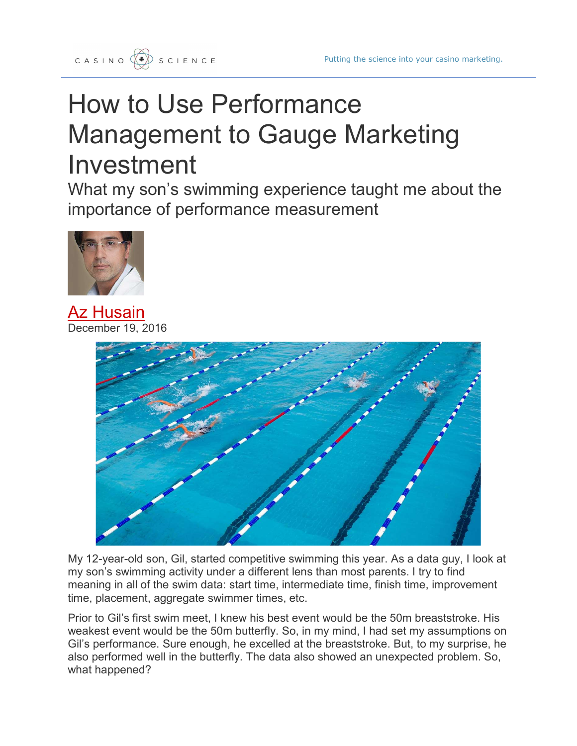# How to Use Performance Management to Gauge Marketing Investment

## What my son's swimming experience taught me about the importance of performance measurement

Az Husain
December 19, 2016

My 12-year-old son, Gil, started competitive swimming this year. As a data guy, I look at my son's swimming activity under a different lens than most parents. I try to find meaning in all of the swim data: start time, intermediate time, finish time, improvement time, placement, aggregate swimmer times, etc.

Prior to Gil's first swim meet, I knew his best event would be the 50m breaststroke. His weakest event would be the 50m butterfly. So, in my mind, I had set my assumptions on Gil's performance. Sure enough, he excelled at the breaststroke. But, to my surprise, he also performed well in the butterfly. The data also showed an unexpected problem. So, what happened?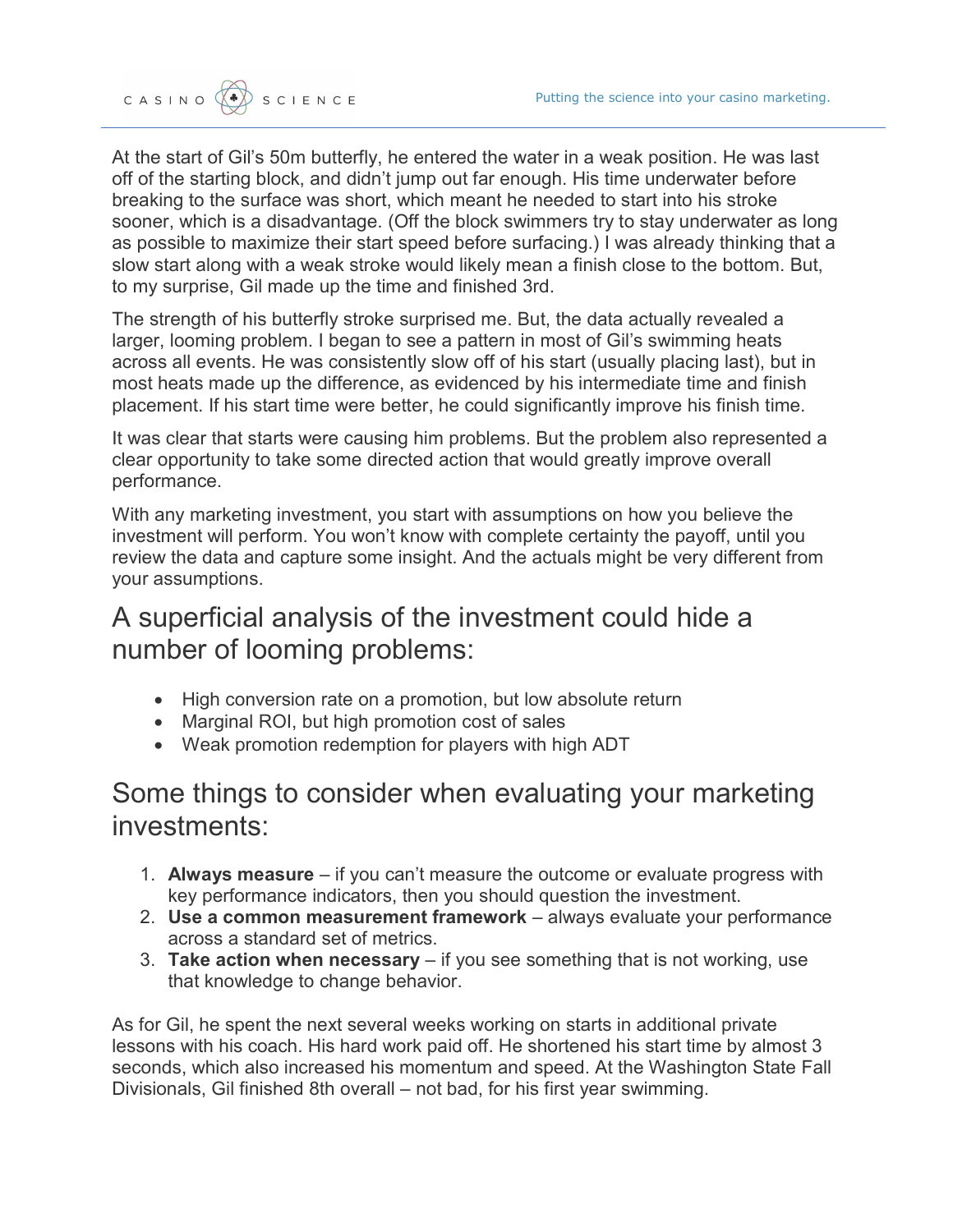At the start of Gil's 50m butterfly, he entered the water in a weak position. He was last off of the starting block, and didn't jump out far enough. His time underwater before breaking to the surface was short, which meant he needed to start into his stroke sooner, which is a disadvantage. (Off the block swimmers try to stay underwater as long as possible to maximize their start speed before surfacing.) I was already thinking that a slow start along with a weak stroke would likely mean a finish close to the bottom. But, to my surprise, Gil made up the time and finished 3rd.

The strength of his butterfly stroke surprised me. But, the data actually revealed a larger, looming problem. I began to see a pattern in most of Gil's swimming heats across all events. He was consistently slow off of his start (usually placing last), but in most heats made up the difference, as evidenced by his intermediate time and finish placement. If his start time were better, he could significantly improve his finish time.

It was clear that starts were causing him problems. But the problem also represented a clear opportunity to take some directed action that would greatly improve overall performance.

With any marketing investment, you start with assumptions on how you believe the investment will perform. You won't know with complete certainty the payoff, until you review the data and capture some insight. And the actuals might be very different from your assumptions.

## A superficial analysis of the investment could hide a number of looming problems:

- High conversion rate on a promotion, but low absolute return
- Marginal ROI, but high promotion cost of sales
- Weak promotion redemption for players with high ADT

## Some things to consider when evaluating your marketing investments:

1. **Always measure** – if you can't measure the outcome or evaluate progress with key performance indicators, then you should question the investment.
2. **Use a common measurement framework** – always evaluate your performance across a standard set of metrics.
3. **Take action when necessary** – if you see something that is not working, use that knowledge to change behavior.

As for Gil, he spent the next several weeks working on starts in additional private lessons with his coach. His hard work paid off. He shortened his start time by almost 3 seconds, which also increased his momentum and speed. At the Washington State Fall Divisionals, Gil finished 8th overall – not bad, for his first year swimming.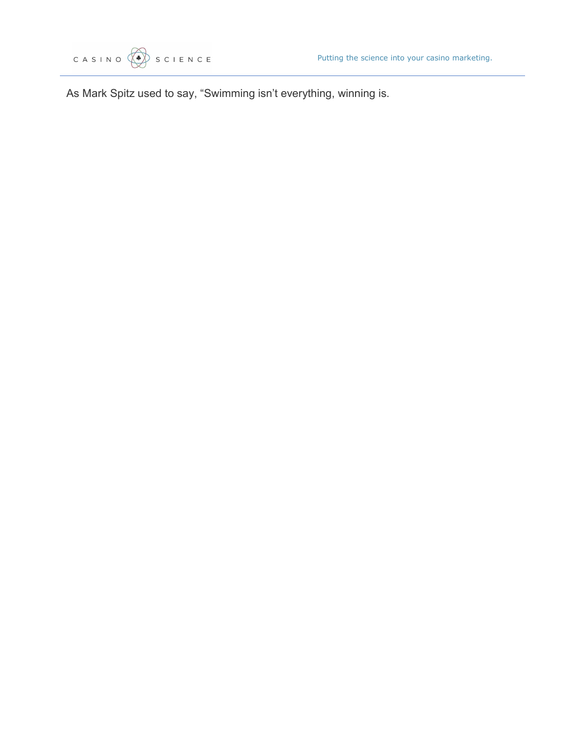As Mark Spitz used to say, “Swimming isn’t everything, winning is.